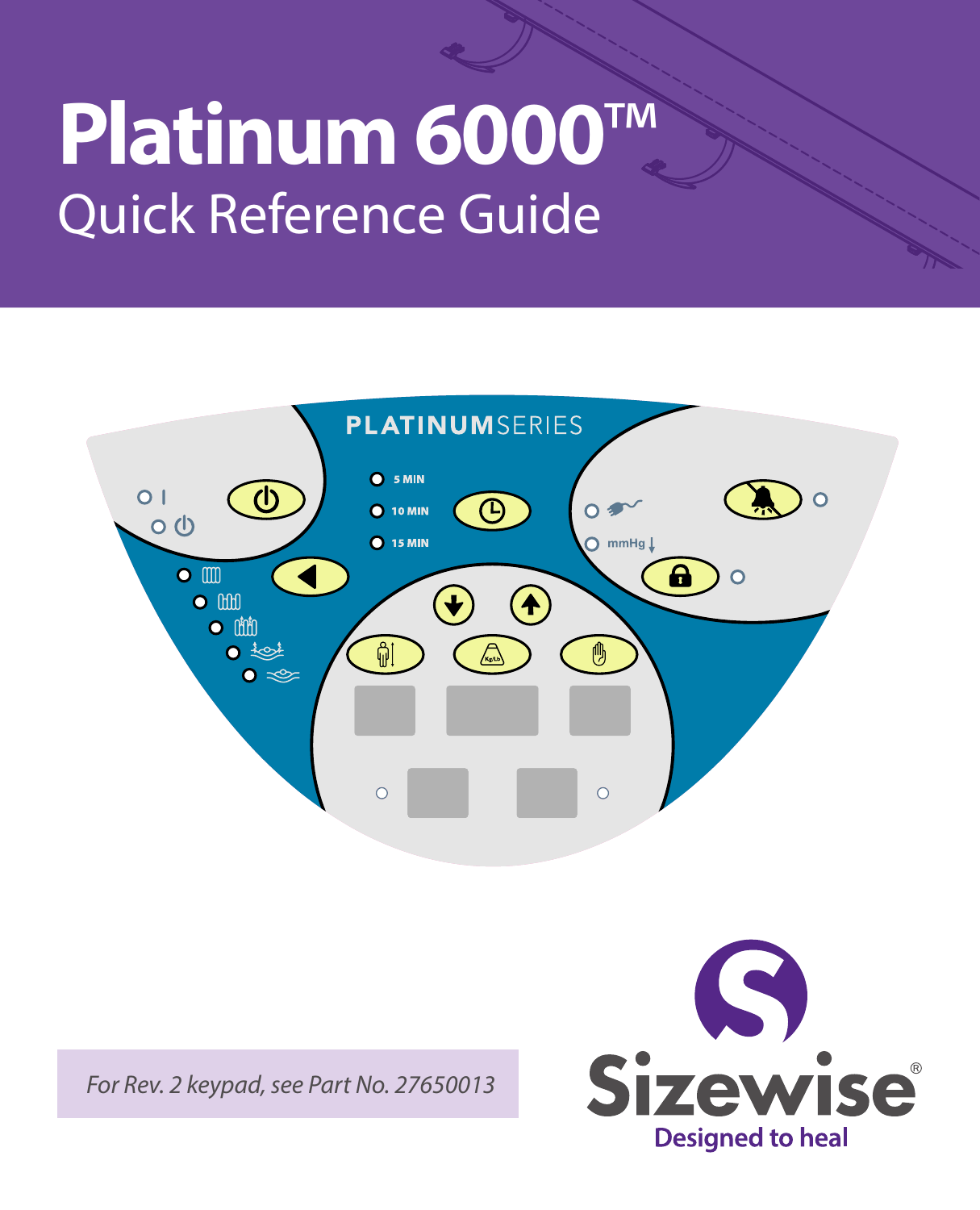# Platinum 6000™

## Quick Reference Guide

PLATINUMSERIES

5 MIN

10 MIN

15 MIN

mmHg

*For Rev. 2 keypad, see Part No. 27650013*

Sizewise®

Designed to heal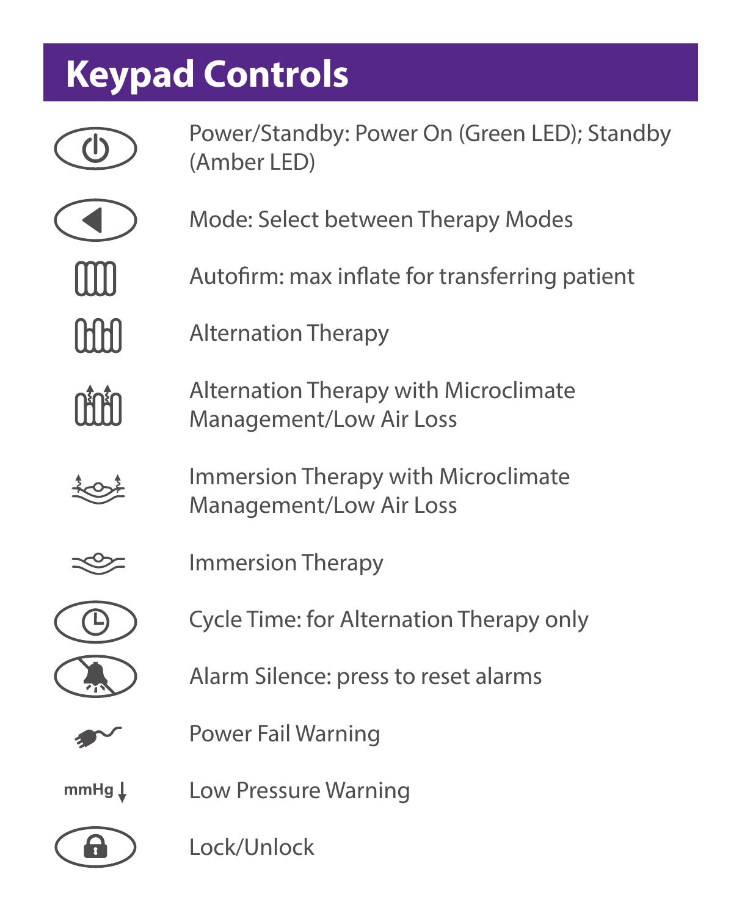# Keypad Controls

| Control | Description |
| --- | --- |
| | Power/Standby: Power On (Green LED); Standby (Amber LED) |
| | Mode: Select between Therapy Modes |
| | Autofirm: max inflate for transferring patient |
| | Alternation Therapy |
| | Alternation Therapy with Microclimate Management/Low Air Loss |
| | Immersion Therapy with Microclimate Management/Low Air Loss |
| | Immersion Therapy |
| | Cycle Time: for Alternation Therapy only |
| | Alarm Silence: press to reset alarms |
| | Power Fail Warning |
| mmHg ↓ | Low Pressure Warning |
| | Lock/Unlock |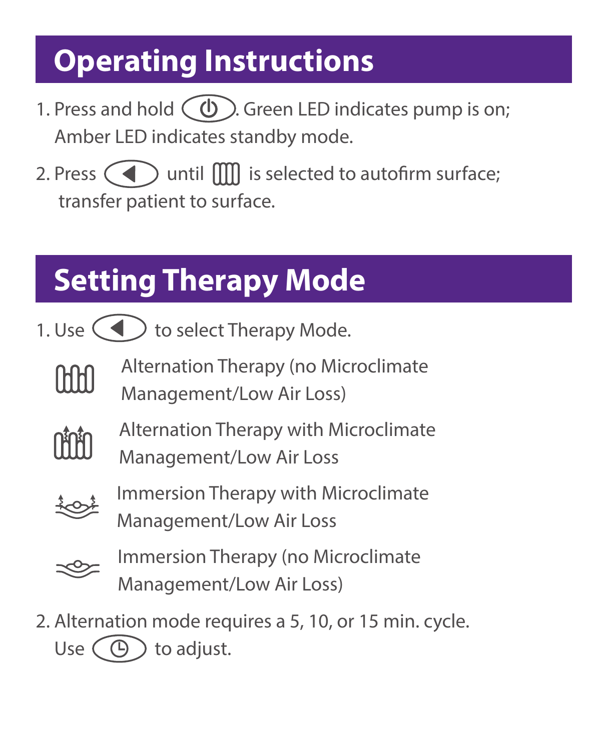## Operating Instructions

1. Press and hold (⏻). Green LED indicates pump is on; Amber LED indicates standby mode.
2. Press (◀) until [autofirm icon] is selected to autofirm surface; transfer patient to surface.

## Setting Therapy Mode

1. Use (◀) to select Therapy Mode.

   - Alternation Therapy (no Microclimate Management/Low Air Loss)
   - Alternation Therapy with Microclimate Management/Low Air Loss
   - Immersion Therapy with Microclimate Management/Low Air Loss
   - Immersion Therapy (no Microclimate Management/Low Air Loss)

2. Alternation mode requires a 5, 10, or 15 min. cycle. Use (🕒) to adjust.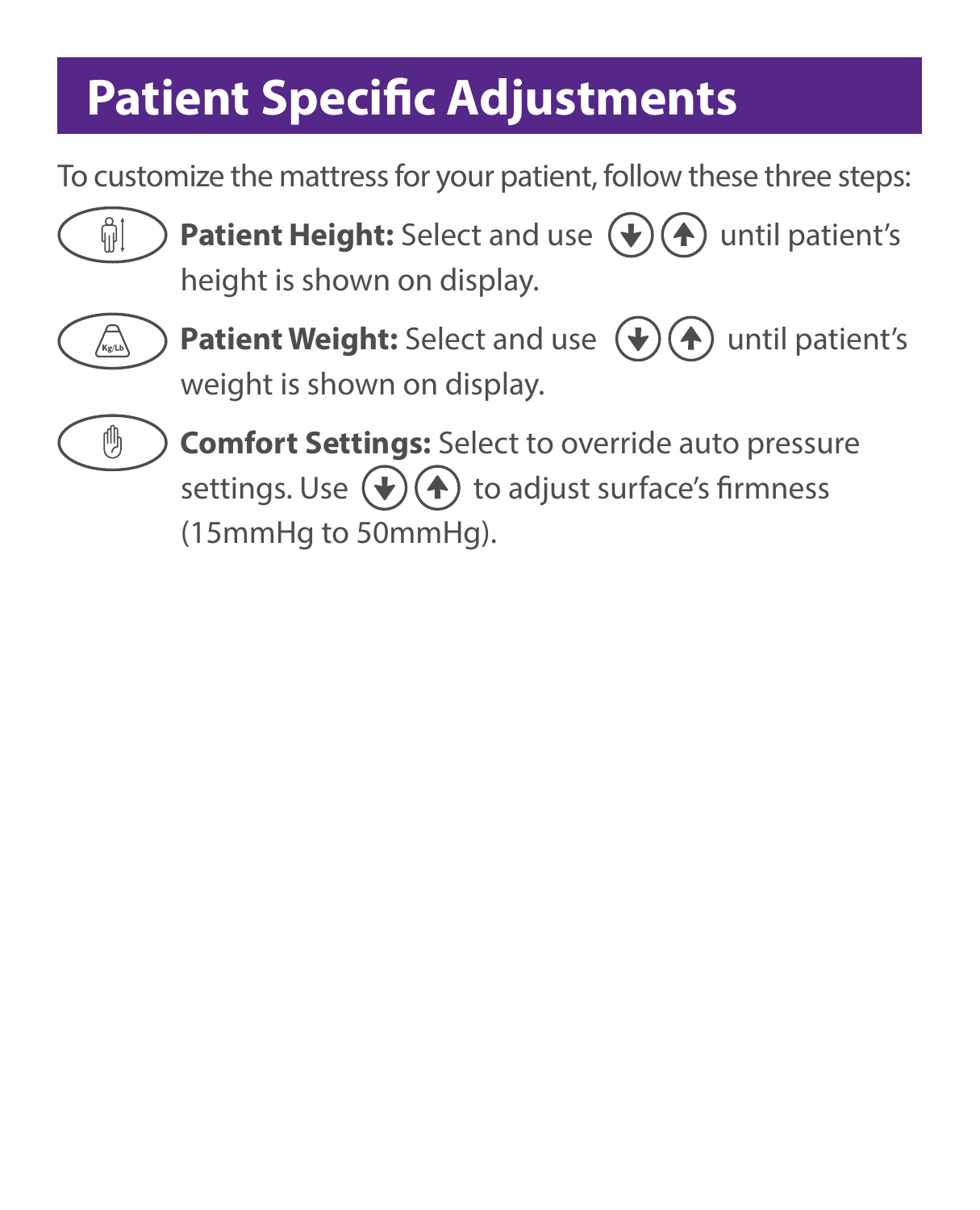# Patient Specific Adjustments

To customize the mattress for your patient, follow these three steps:

**Patient Height:** Select and use ⬇ ⬆ until patient's height is shown on display.

**Patient Weight:** Select and use ⬇ ⬆ until patient's weight is shown on display.

**Comfort Settings:** Select to override auto pressure settings. Use ⬇ ⬆ to adjust surface's firmness (15mmHg to 50mmHg).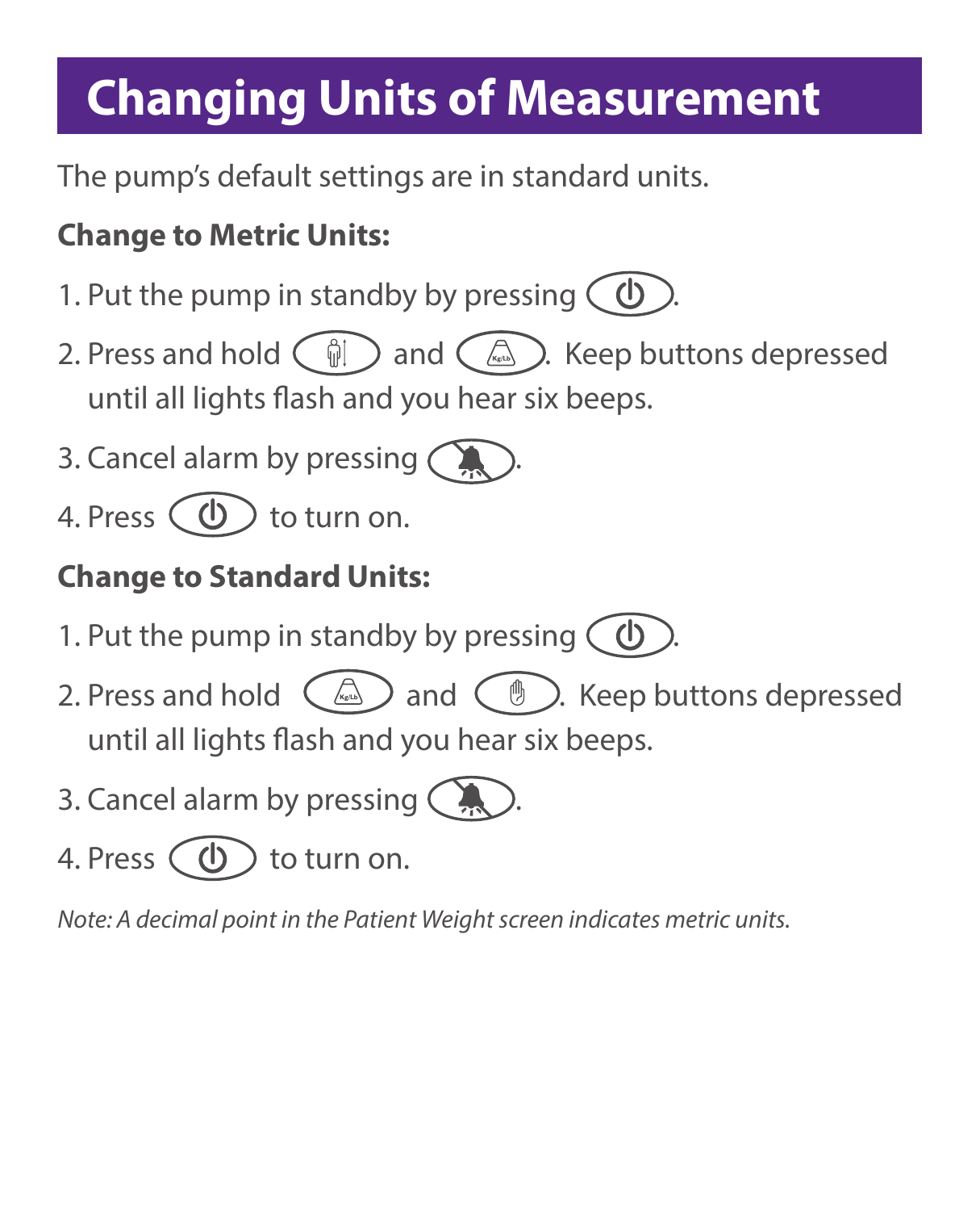# Changing Units of Measurement

The pump's default settings are in standard units.

**Change to Metric Units:**

1. Put the pump in standby by pressing ⏻.
2. Press and hold [patient] and [Kg/Lb]. Keep buttons depressed until all lights flash and you hear six beeps.
3. Cancel alarm by pressing [alarm silence].
4. Press ⏻ to turn on.

**Change to Standard Units:**

1. Put the pump in standby by pressing ⏻.
2. Press and hold [Kg/Lb] and [hold]. Keep buttons depressed until all lights flash and you hear six beeps.
3. Cancel alarm by pressing [alarm silence].
4. Press ⏻ to turn on.

*Note: A decimal point in the Patient Weight screen indicates metric units.*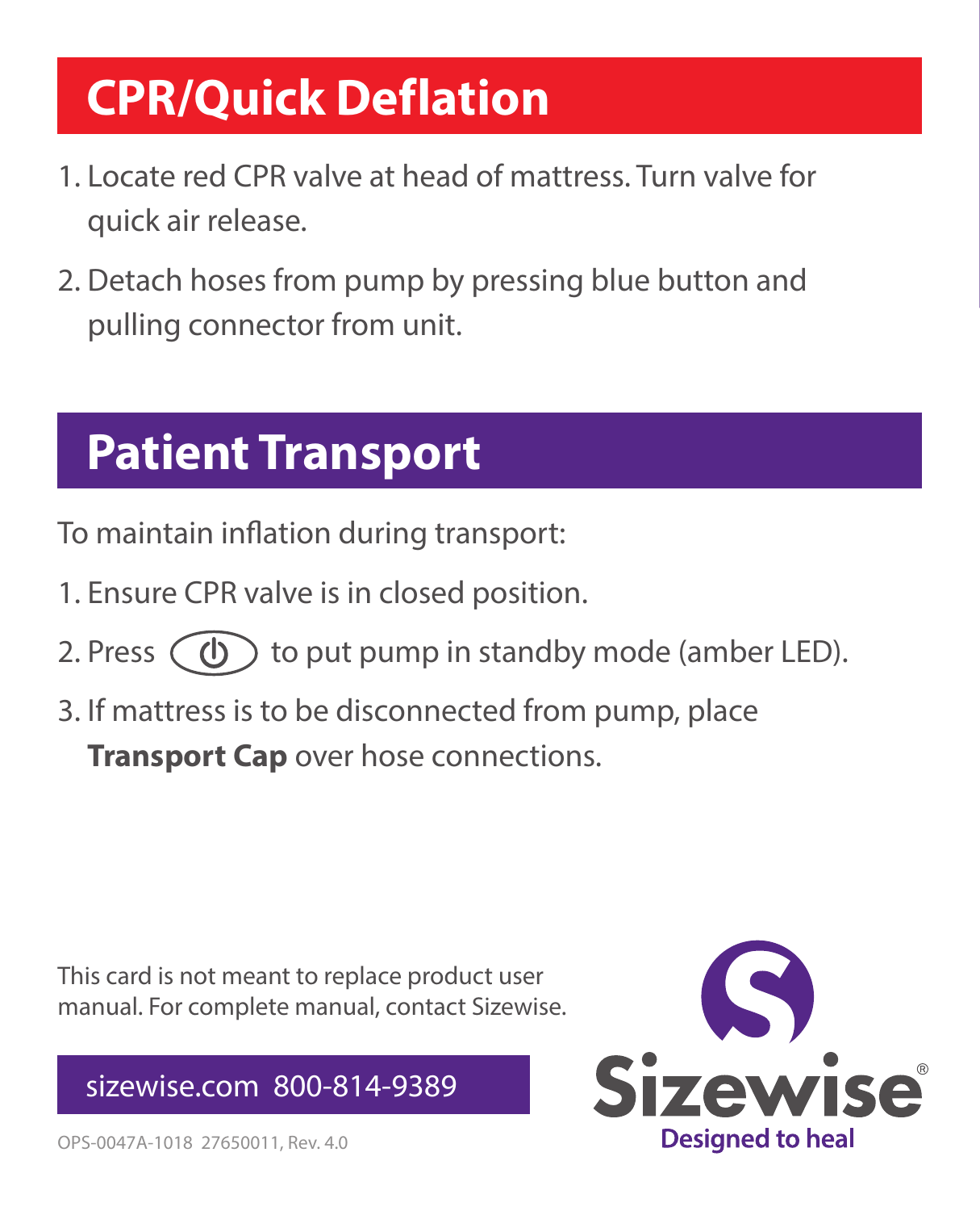## CPR/Quick Deflation

1. Locate red CPR valve at head of mattress. Turn valve for quick air release.
2. Detach hoses from pump by pressing blue button and pulling connector from unit.

## Patient Transport

To maintain inflation during transport:

1. Ensure CPR valve is in closed position.
2. Press ⏻ to put pump in standby mode (amber LED).
3. If mattress is to be disconnected from pump, place **Transport Cap** over hose connections.

This card is not meant to replace product user manual. For complete manual, contact Sizewise.

sizewise.com 800-814-9389

Sizewise®
Designed to heal

OPS-0047A-1018 27650011, Rev. 4.0